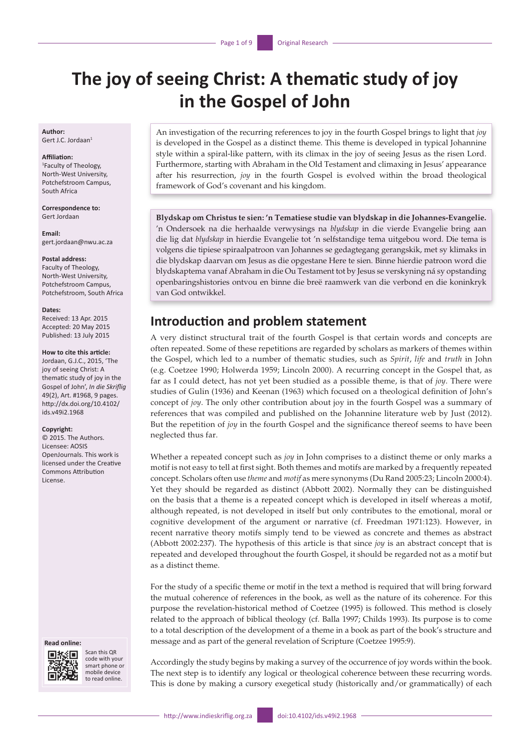# The joy of seeing Christ: A thematic study of joy in the Gospel of John

**Author:**
Gert J.C. Jordaan[1]

**Affiliation:**
[1]Faculty of Theology, North-West University, Potchefstroom Campus, South Africa

**Correspondence to:**
Gert Jordaan

**Email:**
gert.jordaan@nwu.ac.za

**Postal address:**
Faculty of Theology, North-West University, Potchefstroom Campus, Potchefstroom, South Africa

**Dates:**
Received: 13 Apr. 2015
Accepted: 20 May 2015
Published: 13 July 2015

**How to cite this article:**
Jordaan, G.J.C., 2015, 'The joy of seeing Christ: A thematic study of joy in the Gospel of John', *In die Skriflig* 49(2), Art. #1968, 9 pages. http://dx.doi.org/10.4102/ids.v49i2.1968

**Copyright:**
© 2015. The Authors. Licensee: AOSIS OpenJournals. This work is licensed under the Creative Commons Attribution License.

**Read online:**
Scan this QR code with your smart phone or mobile device to read online.

An investigation of the recurring references to joy in the fourth Gospel brings to light that *joy* is developed in the Gospel as a distinct theme. This theme is developed in typical Johannine style within a spiral-like pattern, with its climax in the joy of seeing Jesus as the risen Lord. Furthermore, starting with Abraham in the Old Testament and climaxing in Jesus' appearance after his resurrection, *joy* in the fourth Gospel is evolved within the broad theological framework of God's covenant and his kingdom.

**Blydskap om Christus te sien: 'n Tematiese studie van blydskap in die Johannes-Evangelie.** 'n Ondersoek na die herhaalde verwysings na *blydskap* in die vierde Evangelie bring aan die lig dat *blydskap* in hierdie Evangelie tot 'n selfstandige tema uitgebou word. Die tema is volgens die tipiese spiraalpatroon van Johannes se gedagtegang gerangskik, met sy klimaks in die blydskap daarvan om Jesus as die opgestane Here te sien. Binne hierdie patroon word die blydskaptema vanaf Abraham in die Ou Testament tot by Jesus se verskyning ná sy opstanding openbaringshistories ontvou en binne die breë raamwerk van die verbond en die koninkryk van God ontwikkel.

## Introduction and problem statement

A very distinct structural trait of the fourth Gospel is that certain words and concepts are often repeated. Some of these repetitions are regarded by scholars as markers of themes within the Gospel, which led to a number of thematic studies, such as *Spirit*, *life* and *truth* in John (e.g. Coetzee 1990; Holwerda 1959; Lincoln 2000). A recurring concept in the Gospel that, as far as I could detect, has not yet been studied as a possible theme, is that of *joy*. There were studies of Gulin (1936) and Keenan (1963) which focused on a theological definition of John's concept of *joy*. The only other contribution about joy in the fourth Gospel was a summary of references that was compiled and published on the Johannine literature web by Just (2012). But the repetition of *joy* in the fourth Gospel and the significance thereof seems to have been neglected thus far.

Whether a repeated concept such as *joy* in John comprises to a distinct theme or only marks a motif is not easy to tell at first sight. Both themes and motifs are marked by a frequently repeated concept. Scholars often use *theme* and *motif* as mere synonyms (Du Rand 2005:23; Lincoln 2000:4). Yet they should be regarded as distinct (Abbott 2002). Normally they can be distinguished on the basis that a theme is a repeated concept which is developed in itself whereas a motif, although repeated, is not developed in itself but only contributes to the emotional, moral or cognitive development of the argument or narrative (cf. Freedman 1971:123). However, in recent narrative theory motifs simply tend to be viewed as concrete and themes as abstract (Abbott 2002:237). The hypothesis of this article is that since *joy* is an abstract concept that is repeated and developed throughout the fourth Gospel, it should be regarded not as a motif but as a distinct theme.

For the study of a specific theme or motif in the text a method is required that will bring forward the mutual coherence of references in the book, as well as the nature of its coherence. For this purpose the revelation-historical method of Coetzee (1995) is followed. This method is closely related to the approach of biblical theology (cf. Balla 1997; Childs 1993). Its purpose is to come to a total description of the development of a theme in a book as part of the book's structure and message and as part of the general revelation of Scripture (Coetzee 1995:9).

Accordingly the study begins by making a survey of the occurrence of joy words within the book. The next step is to identify any logical or theological coherence between these recurring words. This is done by making a cursory exegetical study (historically and/or grammatically) of each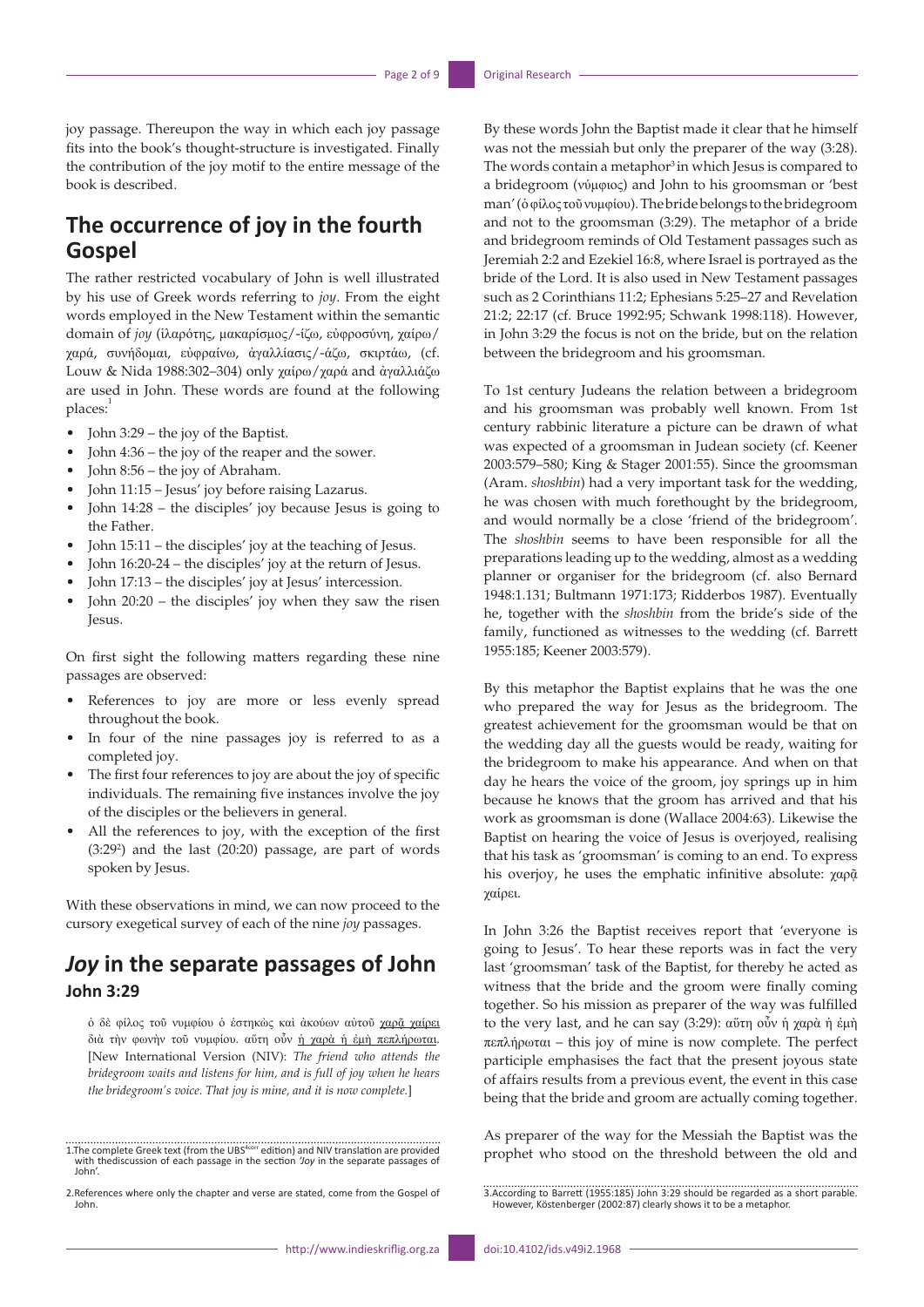joy passage. Thereupon the way in which each joy passage fits into the book's thought-structure is investigated. Finally the contribution of the joy motif to the entire message of the book is described.

## The occurrence of joy in the fourth Gospel

The rather restricted vocabulary of John is well illustrated by his use of Greek words referring to *joy*. From the eight words employed in the New Testament within the semantic domain of *joy* (ἱλαρότης, μακαρισμός/-ίζω, εὐφροσύνη, χαίρω/χαρά, συνήδομαι, εὐφραίνω, ἀγαλλίασις/-άζω, σκιρτάω, (cf. Louw & Nida 1988:302–304) only χαίρω/χαρά and ἀγαλλιάζω are used in John. These words are found at the following places:[1]

- John 3:29 – the joy of the Baptist.
- John 4:36 – the joy of the reaper and the sower.
- John 8:56 – the joy of Abraham.
- John 11:15 – Jesus' joy before raising Lazarus.
- John 14:28 – the disciples' joy because Jesus is going to the Father.
- John 15:11 – the disciples' joy at the teaching of Jesus.
- John 16:20-24 – the disciples' joy at the return of Jesus.
- John 17:13 – the disciples' joy at Jesus' intercession.
- John 20:20 – the disciples' joy when they saw the risen Jesus.

On first sight the following matters regarding these nine passages are observed:

- References to joy are more or less evenly spread throughout the book.
- In four of the nine passages joy is referred to as a completed joy.
- The first four references to joy are about the joy of specific individuals. The remaining five instances involve the joy of the disciples or the believers in general.
- All the references to joy, with the exception of the first (3:29[2]) and the last (20:20) passage, are part of words spoken by Jesus.

With these observations in mind, we can now proceed to the cursory exegetical survey of each of the nine *joy* passages.

## *Joy* in the separate passages of John

### John 3:29

> ὁ δὲ φίλος τοῦ νυμφίου ὁ ἑστηκὼς καὶ ἀκούων αὐτοῦ <u>χαρᾷ χαίρει</u> διὰ τὴν φωνὴν τοῦ νυμφίου. αὕτη οὖν <u>ἡ χαρὰ ἡ ἐμὴ πεπλήρωται</u>. [New International Version (NIV): *The friend who attends the bridegroom waits and listens for him, and is full of joy when he hears the bridegroom's voice. That joy is mine, and it is now complete.*]

By these words John the Baptist made it clear that he himself was not the messiah but only the preparer of the way (3:28). The words contain a metaphor[3] in which Jesus is compared to a bridegroom (νύμφιος) and John to his groomsman or 'best man' (ὁ φίλος τοῦ νυμφίου). The bride belongs to the bridegroom and not to the groomsman (3:29). The metaphor of a bride and bridegroom reminds of Old Testament passages such as Jeremiah 2:2 and Ezekiel 16:8, where Israel is portrayed as the bride of the Lord. It is also used in New Testament passages such as 2 Corinthians 11:2; Ephesians 5:25–27 and Revelation 21:2; 22:17 (cf. Bruce 1992:95; Schwank 1998:118). However, in John 3:29 the focus is not on the bride, but on the relation between the bridegroom and his groomsman.

To 1st century Judeans the relation between a bridegroom and his groomsman was probably well known. From 1st century rabbinic literature a picture can be drawn of what was expected of a groomsman in Judean society (cf. Keener 2003:579–580; King & Stager 2001:55). Since the groomsman (Aram. *shoshbin*) had a very important task for the wedding, he was chosen with much forethought by the bridegroom, and would normally be a close 'friend of the bridegroom'. The *shoshbin* seems to have been responsible for all the preparations leading up to the wedding, almost as a wedding planner or organiser for the bridegroom (cf. also Bernard 1948:1.131; Bultmann 1971:173; Ridderbos 1987). Eventually he, together with the *shoshbin* from the bride's side of the family, functioned as witnesses to the wedding (cf. Barrett 1955:185; Keener 2003:579).

By this metaphor the Baptist explains that he was the one who prepared the way for Jesus as the bridegroom. The greatest achievement for the groomsman would be that on the wedding day all the guests would be ready, waiting for the bridegroom to make his appearance. And when on that day he hears the voice of the groom, joy springs up in him because he knows that the groom has arrived and that his work as groomsman is done (Wallace 2004:63). Likewise the Baptist on hearing the voice of Jesus is overjoyed, realising that his task as 'groomsman' is coming to an end. To express his overjoy, he uses the emphatic infinitive absolute: χαρᾷ χαίρει.

In John 3:26 the Baptist receives report that 'everyone is going to Jesus'. To hear these reports was in fact the very last 'groomsman' task of the Baptist, for thereby he acted as witness that the bride and the groom were finally coming together. So his mission as preparer of the way was fulfilled to the very last, and he can say (3:29): αὕτη οὖν ἡ χαρὰ ἡ ἐμὴ πεπλήρωται – this joy of mine is now complete. The perfect participle emphasises the fact that the present joyous state of affairs results from a previous event, the event in this case being that the bride and groom are actually coming together.

As preparer of the way for the Messiah the Baptist was the prophet who stood on the threshold between the old and

---

1. The complete Greek text (from the UBS[4corr] edition) and NIV translation are provided with thediscussion of each passage in the section *'Joy* in the separate passages of John'.

2. References where only the chapter and verse are stated, come from the Gospel of John.

3. According to Barrett (1955:185) John 3:29 should be regarded as a short parable. However, Köstenberger (2002:87) clearly shows it to be a metaphor.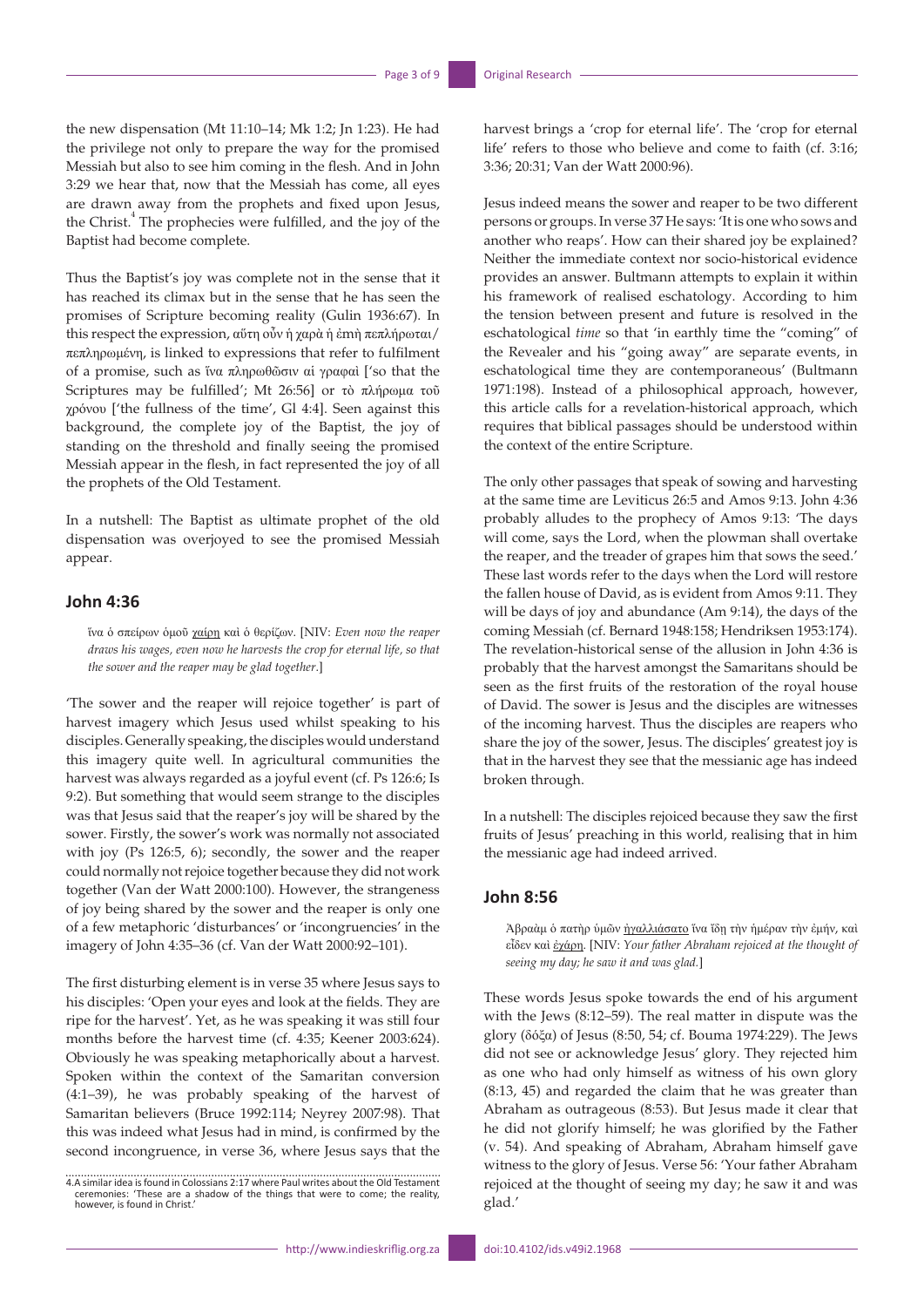the new dispensation (Mt 11:10–14; Mk 1:2; Jn 1:23). He had the privilege not only to prepare the way for the promised Messiah but also to see him coming in the flesh. And in John 3:29 we hear that, now that the Messiah has come, all eyes are drawn away from the prophets and fixed upon Jesus, the Christ.[4] The prophecies were fulfilled, and the joy of the Baptist had become complete.

Thus the Baptist's joy was complete not in the sense that it has reached its climax but in the sense that he has seen the promises of Scripture becoming reality (Gulin 1936:67). In this respect the expression, αὕτη οὖν ἡ χαρὰ ἡ ἐμὴ πεπλήρωται/πεπληρωμένη, is linked to expressions that refer to fulfilment of a promise, such as ἵνα πληρωθῶσιν αἱ γραφαὶ ['so that the Scriptures may be fulfilled'; Mt 26:56] or τὸ πλήρωμα τοῦ χρόνου ['the fullness of the time', Gl 4:4]. Seen against this background, the complete joy of the Baptist, the joy of standing on the threshold and finally seeing the promised Messiah appear in the flesh, in fact represented the joy of all the prophets of the Old Testament.

In a nutshell: The Baptist as ultimate prophet of the old dispensation was overjoyed to see the promised Messiah appear.

## John 4:36

> ἵνα ὁ σπείρων ὁμοῦ <u>χαίρῃ</u> καὶ ὁ θερίζων. [NIV: *Even now the reaper draws his wages, even now he harvests the crop for eternal life, so that the sower and the reaper may be glad together*.]

'The sower and the reaper will rejoice together' is part of harvest imagery which Jesus used whilst speaking to his disciples. Generally speaking, the disciples would understand this imagery quite well. In agricultural communities the harvest was always regarded as a joyful event (cf. Ps 126:6; Is 9:2). But something that would seem strange to the disciples was that Jesus said that the reaper's joy will be shared by the sower. Firstly, the sower's work was normally not associated with joy (Ps 126:5, 6); secondly, the sower and the reaper could normally not rejoice together because they did not work together (Van der Watt 2000:100). However, the strangeness of joy being shared by the sower and the reaper is only one of a few metaphoric 'disturbances' or 'incongruencies' in the imagery of John 4:35–36 (cf. Van der Watt 2000:92–101).

The first disturbing element is in verse 35 where Jesus says to his disciples: 'Open your eyes and look at the fields. They are ripe for the harvest'. Yet, as he was speaking it was still four months before the harvest time (cf. 4:35; Keener 2003:624). Obviously he was speaking metaphorically about a harvest. Spoken within the context of the Samaritan conversion (4:1–39), he was probably speaking of the harvest of Samaritan believers (Bruce 1992:114; Neyrey 2007:98). That this was indeed what Jesus had in mind, is confirmed by the second incongruence, in verse 36, where Jesus says that the harvest brings a 'crop for eternal life'. The 'crop for eternal life' refers to those who believe and come to faith (cf. 3:16; 3:36; 20:31; Van der Watt 2000:96).

Jesus indeed means the sower and reaper to be two different persons or groups. In verse 37 He says: 'It is one who sows and another who reaps'. How can their shared joy be explained? Neither the immediate context nor socio-historical evidence provides an answer. Bultmann attempts to explain it within his framework of realised eschatology. According to him the tension between present and future is resolved in the eschatological *time* so that 'in earthly time the "coming" of the Revealer and his "going away" are separate events, in eschatological time they are contemporaneous' (Bultmann 1971:198). Instead of a philosophical approach, however, this article calls for a revelation-historical approach, which requires that biblical passages should be understood within the context of the entire Scripture.

The only other passages that speak of sowing and harvesting at the same time are Leviticus 26:5 and Amos 9:13. John 4:36 probably alludes to the prophecy of Amos 9:13: 'The days will come, says the Lord, when the plowman shall overtake the reaper, and the treader of grapes him that sows the seed.' These last words refer to the days when the Lord will restore the fallen house of David, as is evident from Amos 9:11. They will be days of joy and abundance (Am 9:14), the days of the coming Messiah (cf. Bernard 1948:158; Hendriksen 1953:174). The revelation-historical sense of the allusion in John 4:36 is probably that the harvest amongst the Samaritans should be seen as the first fruits of the restoration of the royal house of David. The sower is Jesus and the disciples are witnesses of the incoming harvest. Thus the disciples are reapers who share the joy of the sower, Jesus. The disciples' greatest joy is that in the harvest they see that the messianic age has indeed broken through.

In a nutshell: The disciples rejoiced because they saw the first fruits of Jesus' preaching in this world, realising that in him the messianic age had indeed arrived.

## John 8:56

> Ἀβραὰμ ὁ πατὴρ ὑμῶν <u>ἠγαλλιάσατο</u> ἵνα ἴδῃ τὴν ἡμέραν τὴν ἐμήν, καὶ εἶδεν καὶ <u>ἐχάρη</u>. [NIV: *Your father Abraham rejoiced at the thought of seeing my day; he saw it and was glad*.]

These words Jesus spoke towards the end of his argument with the Jews (8:12–59). The real matter in dispute was the glory (δόξα) of Jesus (8:50, 54; cf. Bouma 1974:229). The Jews did not see or acknowledge Jesus' glory. They rejected him as one who had only himself as witness of his own glory (8:13, 45) and regarded the claim that he was greater than Abraham as outrageous (8:53). But Jesus made it clear that he did not glorify himself; he was glorified by the Father (v. 54). And speaking of Abraham, Abraham himself gave witness to the glory of Jesus. Verse 56: 'Your father Abraham rejoiced at the thought of seeing my day; he saw it and was glad.'

4. A similar idea is found in Colossians 2:17 where Paul writes about the Old Testament ceremonies: 'These are a shadow of the things that were to come; the reality, however, is found in Christ.'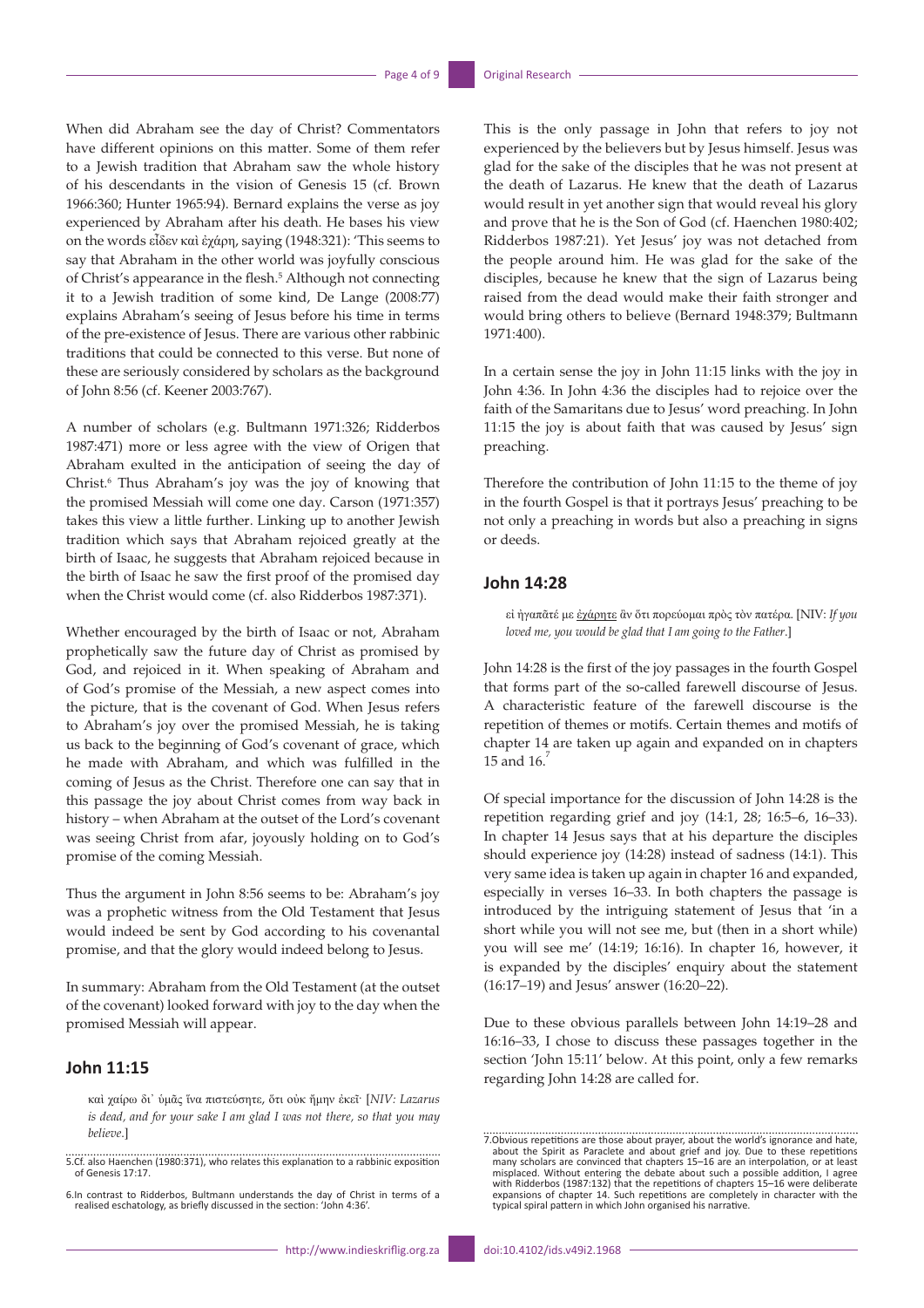When did Abraham see the day of Christ? Commentators have different opinions on this matter. Some of them refer to a Jewish tradition that Abraham saw the whole history of his descendants in the vision of Genesis 15 (cf. Brown 1966:360; Hunter 1965:94). Bernard explains the verse as joy experienced by Abraham after his death. He bases his view on the words εἶδεν καὶ ἐχάρη, saying (1948:321): 'This seems to say that Abraham in the other world was joyfully conscious of Christ's appearance in the flesh.[5] Although not connecting it to a Jewish tradition of some kind, De Lange (2008:77) explains Abraham's seeing of Jesus before his time in terms of the pre-existence of Jesus. There are various other rabbinic traditions that could be connected to this verse. But none of these are seriously considered by scholars as the background of John 8:56 (cf. Keener 2003:767).

A number of scholars (e.g. Bultmann 1971:326; Ridderbos 1987:471) more or less agree with the view of Origen that Abraham exulted in the anticipation of seeing the day of Christ.[6] Thus Abraham's joy was the joy of knowing that the promised Messiah will come one day. Carson (1971:357) takes this view a little further. Linking up to another Jewish tradition which says that Abraham rejoiced greatly at the birth of Isaac, he suggests that Abraham rejoiced because in the birth of Isaac he saw the first proof of the promised day when the Christ would come (cf. also Ridderbos 1987:371).

Whether encouraged by the birth of Isaac or not, Abraham prophetically saw the future day of Christ as promised by God, and rejoiced in it. When speaking of Abraham and of God's promise of the Messiah, a new aspect comes into the picture, that is the covenant of God. When Jesus refers to Abraham's joy over the promised Messiah, he is taking us back to the beginning of God's covenant of grace, which he made with Abraham, and which was fulfilled in the coming of Jesus as the Christ. Therefore one can say that in this passage the joy about Christ comes from way back in history – when Abraham at the outset of the Lord's covenant was seeing Christ from afar, joyously holding on to God's promise of the coming Messiah.

Thus the argument in John 8:56 seems to be: Abraham's joy was a prophetic witness from the Old Testament that Jesus would indeed be sent by God according to his covenantal promise, and that the glory would indeed belong to Jesus.

In summary: Abraham from the Old Testament (at the outset of the covenant) looked forward with joy to the day when the promised Messiah will appear.

## John 11:15

> καὶ χαίρω δι᾽ ὑμᾶς ἵνα πιστεύσητε, ὅτι οὐκ ἤμην ἐκεῖ· [*NIV: Lazarus is dead, and for your sake I am glad I was not there, so that you may believe.*]

This is the only passage in John that refers to joy not experienced by the believers but by Jesus himself. Jesus was glad for the sake of the disciples that he was not present at the death of Lazarus. He knew that the death of Lazarus would result in yet another sign that would reveal his glory and prove that he is the Son of God (cf. Haenchen 1980:402; Ridderbos 1987:21). Yet Jesus' joy was not detached from the people around him. He was glad for the sake of the disciples, because he knew that the sign of Lazarus being raised from the dead would make their faith stronger and would bring others to believe (Bernard 1948:379; Bultmann 1971:400).

In a certain sense the joy in John 11:15 links with the joy in John 4:36. In John 4:36 the disciples had to rejoice over the faith of the Samaritans due to Jesus' word preaching. In John 11:15 the joy is about faith that was caused by Jesus' sign preaching.

Therefore the contribution of John 11:15 to the theme of joy in the fourth Gospel is that it portrays Jesus' preaching to be not only a preaching in words but also a preaching in signs or deeds.

## John 14:28

> εἰ ἠγαπᾶτέ με ἐχάρητε ἂν ὅτι πορεύομαι πρὸς τὸν πατέρα. [NIV: *If you loved me, you would be glad that I am going to the Father*.]

John 14:28 is the first of the joy passages in the fourth Gospel that forms part of the so-called farewell discourse of Jesus. A characteristic feature of the farewell discourse is the repetition of themes or motifs. Certain themes and motifs of chapter 14 are taken up again and expanded on in chapters 15 and 16.[7]

Of special importance for the discussion of John 14:28 is the repetition regarding grief and joy (14:1, 28; 16:5–6, 16–33). In chapter 14 Jesus says that at his departure the disciples should experience joy (14:28) instead of sadness (14:1). This very same idea is taken up again in chapter 16 and expanded, especially in verses 16–33. In both chapters the passage is introduced by the intriguing statement of Jesus that 'in a short while you will not see me, but (then in a short while) you will see me' (14:19; 16:16). In chapter 16, however, it is expanded by the disciples' enquiry about the statement (16:17–19) and Jesus' answer (16:20–22).

Due to these obvious parallels between John 14:19–28 and 16:16–33, I chose to discuss these passages together in the section 'John 15:11' below. At this point, only a few remarks regarding John 14:28 are called for.

---

5. Cf. also Haenchen (1980:371), who relates this explanation to a rabbinic exposition of Genesis 17:17.

6. In contrast to Ridderbos, Bultmann understands the day of Christ in terms of a realised eschatology, as briefly discussed in the section: 'John 4:36'.

7. Obvious repetitions are those about prayer, about the world's ignorance and hate, about the Spirit as Paraclete and about grief and joy. Due to these repetitions many scholars are convinced that chapters 15–16 are an interpolation, or at least misplaced. Without entering the debate about such a possible addition, I agree with Ridderbos (1987:132) that the repetitions of chapters 15–16 were deliberate expansions of chapter 14. Such repetitions are completely in character with the typical spiral pattern in which John organised his narrative.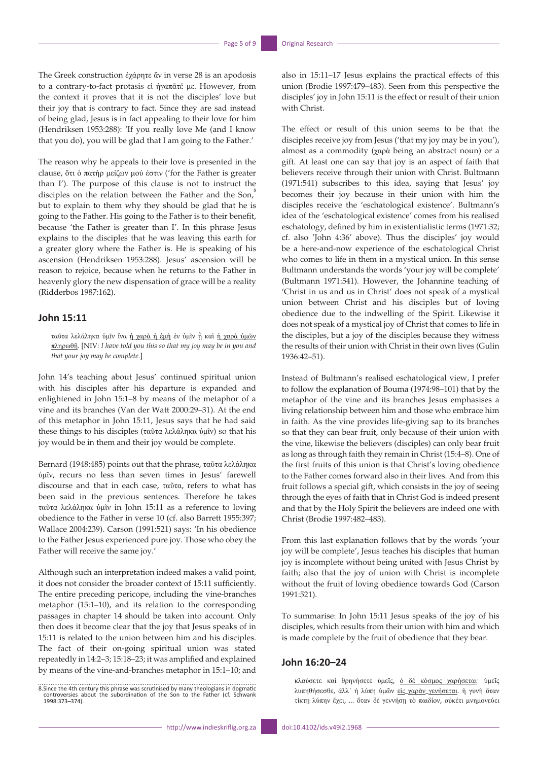The Greek construction ἐχάρητε ἂν in verse 28 is an apodosis to a contrary-to-fact protasis εἰ ἠγαπᾶτέ με. However, from the context it proves that it is not the disciples' love but their joy that is contrary to fact. Since they are sad instead of being glad, Jesus is in fact appealing to their love for him (Hendriksen 1953:288): 'If you really love Me (and I know that you do), you will be glad that I am going to the Father.'

The reason why he appeals to their love is presented in the clause, ὅτι ὁ πατὴρ μείζων μού ἐστιν ('for the Father is greater than I'). The purpose of this clause is not to instruct the disciples on the relation between the Father and the Son,[8] but to explain to them why they should be glad that he is going to the Father. His going to the Father is to their benefit, because 'the Father is greater than I'. In this phrase Jesus explains to the disciples that he was leaving this earth for a greater glory where the Father is. He is speaking of his ascension (Hendriksen 1953:288). Jesus' ascension will be reason to rejoice, because when he returns to the Father in heavenly glory the new dispensation of grace will be a reality (Ridderbos 1987:162).

## John 15:11

> ταῦτα λελάληκα ὑμῖν ἵνα <u>ἡ χαρὰ ἡ ἐμὴ</u> ἐν ὑμῖν ᾖ καὶ <u>ἡ χαρὰ ὑμῶν πληρωθῇ</u>. [NIV: *I have told you this so that my joy may be in you and that your joy may be complete.*]

John 14's teaching about Jesus' continued spiritual union with his disciples after his departure is expanded and enlightened in John 15:1–8 by means of the metaphor of a vine and its branches (Van der Watt 2000:29–31). At the end of this metaphor in John 15:11, Jesus says that he had said these things to his disciples (ταῦτα λελάληκα ὑμῖν) so that his joy would be in them and their joy would be complete.

Bernard (1948:485) points out that the phrase, ταῦτα λελάληκα ὑμῖν, recurs no less than seven times in Jesus' farewell discourse and that in each case, ταῦτα, refers to what has been said in the previous sentences. Therefore he takes ταῦτα λελάληκα ὑμῖν in John 15:11 as a reference to loving obedience to the Father in verse 10 (cf. also Barrett 1955:397; Wallace 2004:239). Carson (1991:521) says: 'In his obedience to the Father Jesus experienced pure joy. Those who obey the Father will receive the same joy.'

Although such an interpretation indeed makes a valid point, it does not consider the broader context of 15:11 sufficiently. The entire preceding pericope, including the vine-branches metaphor (15:1–10), and its relation to the corresponding passages in chapter 14 should be taken into account. Only then does it become clear that the joy that Jesus speaks of in 15:11 is related to the union between him and his disciples. The fact of their on-going spiritual union was stated repeatedly in 14:2–3; 15:18–23; it was amplified and explained by means of the vine-and-branches metaphor in 15:1–10; and also in 15:11–17 Jesus explains the practical effects of this union (Brodie 1997:479–483). Seen from this perspective the disciples' joy in John 15:11 is the effect or result of their union with Christ.

The effect or result of this union seems to be that the disciples receive joy from Jesus ('that my joy may be in you'), almost as a commodity (χαρὰ being an abstract noun) or a gift. At least one can say that joy is an aspect of faith that believers receive through their union with Christ. Bultmann (1971:541) subscribes to this idea, saying that Jesus' joy becomes their joy because in their union with him the disciples receive the 'eschatological existence'. Bultmann's idea of the 'eschatological existence' comes from his realised eschatology, defined by him in existentialistic terms (1971:32; cf. also 'John 4:36' above). Thus the disciples' joy would be a here-and-now experience of the eschatological Christ who comes to life in them in a mystical union. In this sense Bultmann understands the words 'your joy will be complete' (Bultmann 1971:541). However, the Johannine teaching of 'Christ in us and us in Christ' does not speak of a mystical union between Christ and his disciples but of loving obedience due to the indwelling of the Spirit. Likewise it does not speak of a mystical joy of Christ that comes to life in the disciples, but a joy of the disciples because they witness the results of their union with Christ in their own lives (Gulin 1936:42–51).

Instead of Bultmann's realised eschatological view, I prefer to follow the explanation of Bouma (1974:98–101) that by the metaphor of the vine and its branches Jesus emphasises a living relationship between him and those who embrace him in faith. As the vine provides life-giving sap to its branches so that they can bear fruit, only because of their union with the vine, likewise the believers (disciples) can only bear fruit as long as through faith they remain in Christ (15:4–8). One of the first fruits of this union is that Christ's loving obedience to the Father comes forward also in their lives. And from this fruit follows a special gift, which consists in the joy of seeing through the eyes of faith that in Christ God is indeed present and that by the Holy Spirit the believers are indeed one with Christ (Brodie 1997:482–483).

From this last explanation follows that by the words 'your joy will be complete', Jesus teaches his disciples that human joy is incomplete without being united with Jesus Christ by faith; also that the joy of union with Christ is incomplete without the fruit of loving obedience towards God (Carson 1991:521).

To summarise: In John 15:11 Jesus speaks of the joy of his disciples, which results from their union with him and which is made complete by the fruit of obedience that they bear.

## John 16:20–24

> κλαύσετε καὶ θρηνήσετε ὑμεῖς, <u>ὁ δὲ κόσμος χαρήσεται</u>· ὑμεῖς λυπηθήσεσθε, ἀλλ᾽ ἡ λύπη ὑμῶν <u>εἰς χαρὰν γενήσεται</u>. ἡ γυνὴ ὅταν τίκτῃ λύπην ἔχει, ... ὅταν δὲ γεννήσῃ τὸ παιδίον, οὐκέτι μνημονεύει

8. Since the 4th century this phrase was scrutinised by many theologians in dogmatic controversies about the subordination of the Son to the Father (cf. Schwank 1998:373–374).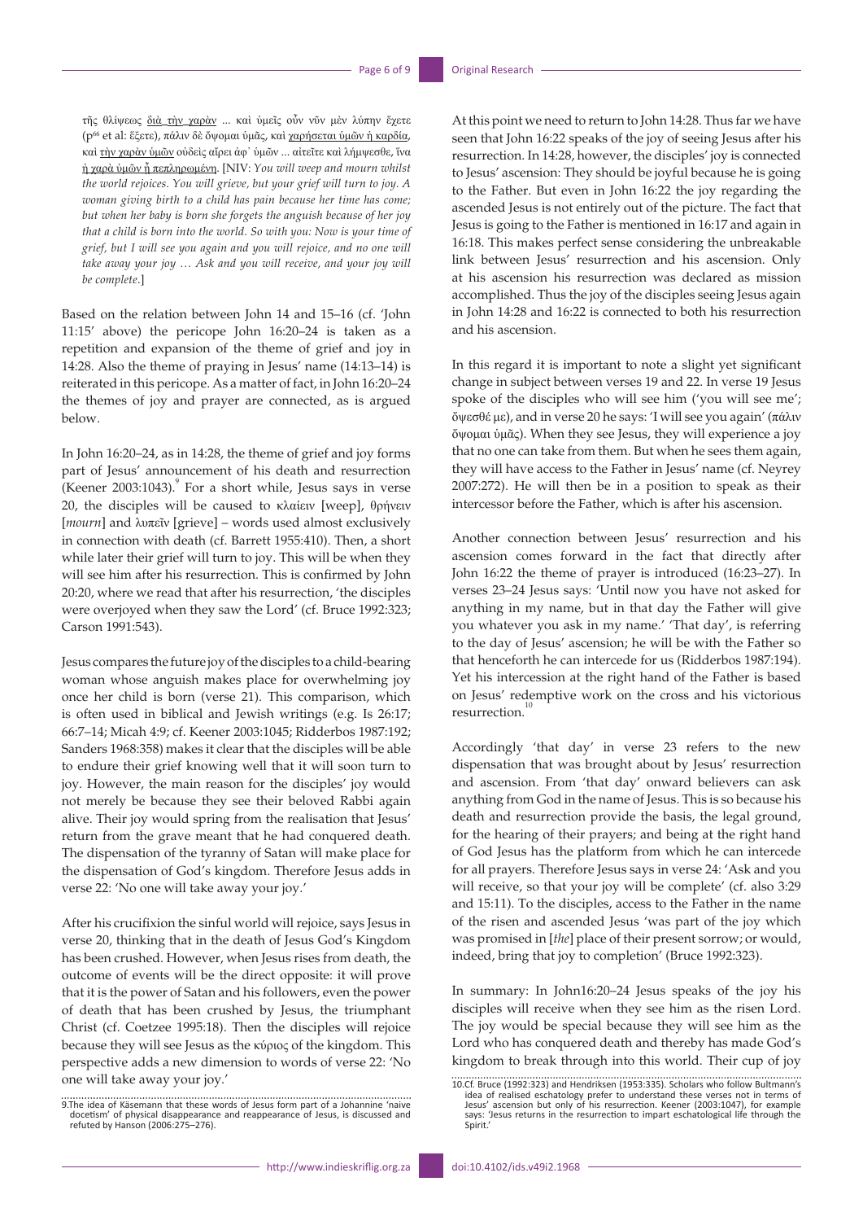τῆς θλίψεως διὰ τὴν χαρὰν ... καὶ ὑμεῖς οὖν νῦν μὲν λύπην ἔχετε (p[66] et al: ἕξετε), πάλιν δὲ ὄψομαι ὑμᾶς, καὶ χαρήσεται ὑμῶν ἡ καρδία, καὶ τὴν χαρὰν ὑμῶν οὐδεὶς αἴρει ἀφ᾿ ὑμῶν ... αἰτεῖτε καὶ λήμψεσθε, ἵνα ἡ χαρὰ ὑμῶν ᾖ πεπληρωμένη. [NIV: *You will weep and mourn whilst the world rejoices. You will grieve, but your grief will turn to joy. A woman giving birth to a child has pain because her time has come; but when her baby is born she forgets the anguish because of her joy that a child is born into the world. So with you: Now is your time of grief, but I will see you again and you will rejoice, and no one will take away your joy … Ask and you will receive, and your joy will be complete.*]

Based on the relation between John 14 and 15–16 (cf. 'John 11:15' above) the pericope John 16:20–24 is taken as a repetition and expansion of the theme of grief and joy in 14:28. Also the theme of praying in Jesus' name (14:13–14) is reiterated in this pericope. As a matter of fact, in John 16:20–24 the themes of joy and prayer are connected, as is argued below.

In John 16:20–24, as in 14:28, the theme of grief and joy forms part of Jesus' announcement of his death and resurrection (Keener 2003:1043).[9] For a short while, Jesus says in verse 20, the disciples will be caused to κλαίειν [weep], θρήνειν [*mourn*] and λυπεῖν [grieve] – words used almost exclusively in connection with death (cf. Barrett 1955:410). Then, a short while later their grief will turn to joy. This will be when they will see him after his resurrection. This is confirmed by John 20:20, where we read that after his resurrection, 'the disciples were overjoyed when they saw the Lord' (cf. Bruce 1992:323; Carson 1991:543).

Jesus compares the future joy of the disciples to a child-bearing woman whose anguish makes place for overwhelming joy once her child is born (verse 21). This comparison, which is often used in biblical and Jewish writings (e.g. Is 26:17; 66:7–14; Micah 4:9; cf. Keener 2003:1045; Ridderbos 1987:192; Sanders 1968:358) makes it clear that the disciples will be able to endure their grief knowing well that it will soon turn to joy. However, the main reason for the disciples' joy would not merely be because they see their beloved Rabbi again alive. Their joy would spring from the realisation that Jesus' return from the grave meant that he had conquered death. The dispensation of the tyranny of Satan will make place for the dispensation of God's kingdom. Therefore Jesus adds in verse 22: 'No one will take away your joy.'

After his crucifixion the sinful world will rejoice, says Jesus in verse 20, thinking that in the death of Jesus God's Kingdom has been crushed. However, when Jesus rises from death, the outcome of events will be the direct opposite: it will prove that it is the power of Satan and his followers, even the power of death that has been crushed by Jesus, the triumphant Christ (cf. Coetzee 1995:18). Then the disciples will rejoice because they will see Jesus as the κύριος of the kingdom. This perspective adds a new dimension to words of verse 22: 'No one will take away your joy.'

At this point we need to return to John 14:28. Thus far we have seen that John 16:22 speaks of the joy of seeing Jesus after his resurrection. In 14:28, however, the disciples' joy is connected to Jesus' ascension: They should be joyful because he is going to the Father. But even in John 16:22 the joy regarding the ascended Jesus is not entirely out of the picture. The fact that Jesus is going to the Father is mentioned in 16:17 and again in 16:18. This makes perfect sense considering the unbreakable link between Jesus' resurrection and his ascension. Only at his ascension his resurrection was declared as mission accomplished. Thus the joy of the disciples seeing Jesus again in John 14:28 and 16:22 is connected to both his resurrection and his ascension.

In this regard it is important to note a slight yet significant change in subject between verses 19 and 22. In verse 19 Jesus spoke of the disciples who will see him ('you will see me'; ὄψεσθέ με), and in verse 20 he says: 'I will see you again' (πάλιν ὄψομαι ὑμᾶς). When they see Jesus, they will experience a joy that no one can take from them. But when he sees them again, they will have access to the Father in Jesus' name (cf. Neyrey 2007:272). He will then be in a position to speak as their intercessor before the Father, which is after his ascension.

Another connection between Jesus' resurrection and his ascension comes forward in the fact that directly after John 16:22 the theme of prayer is introduced (16:23–27). In verses 23–24 Jesus says: 'Until now you have not asked for anything in my name, but in that day the Father will give you whatever you ask in my name.' 'That day', is referring to the day of Jesus' ascension; he will be with the Father so that henceforth he can intercede for us (Ridderbos 1987:194). Yet his intercession at the right hand of the Father is based on Jesus' redemptive work on the cross and his victorious resurrection.[10]

Accordingly 'that day' in verse 23 refers to the new dispensation that was brought about by Jesus' resurrection and ascension. From 'that day' onward believers can ask anything from God in the name of Jesus. This is so because his death and resurrection provide the basis, the legal ground, for the hearing of their prayers; and being at the right hand of God Jesus has the platform from which he can intercede for all prayers. Therefore Jesus says in verse 24: 'Ask and you will receive, so that your joy will be complete' (cf. also 3:29 and 15:11). To the disciples, access to the Father in the name of the risen and ascended Jesus 'was part of the joy which was promised in [*the*] place of their present sorrow; or would, indeed, bring that joy to completion' (Bruce 1992:323).

In summary: In John16:20–24 Jesus speaks of the joy his disciples will receive when they see him as the risen Lord. The joy would be special because they will see him as the Lord who has conquered death and thereby has made God's kingdom to break through into this world. Their cup of joy

9.The idea of Käsemann that these words of Jesus form part of a Johannine 'naive docetism' of physical disappearance and reappearance of Jesus, is discussed and refuted by Hanson (2006:275–276).

10.Cf. Bruce (1992:323) and Hendriksen (1953:335). Scholars who follow Bultmann's idea of realised eschatology prefer to understand these verses not in terms of Jesus' ascension but only of his resurrection. Keener (2003:1047), for example says: 'Jesus returns in the resurrection to impart eschatological life through the Spirit.'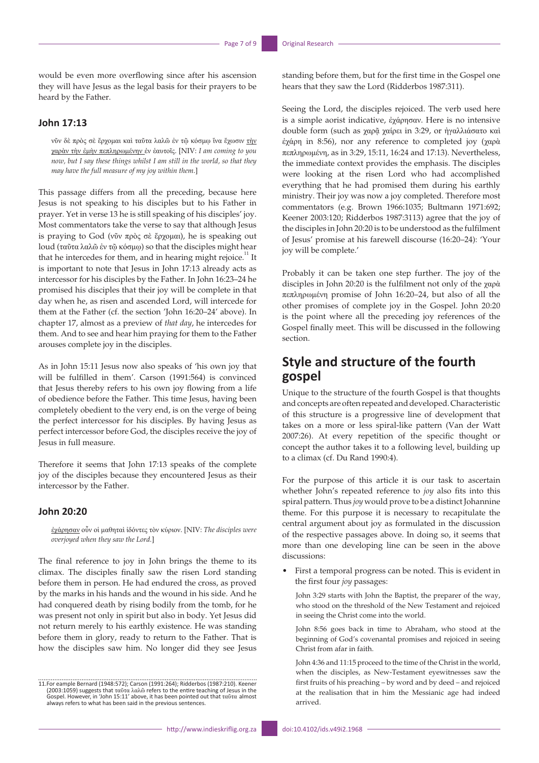would be even more overflowing since after his ascension they will have Jesus as the legal basis for their prayers to be heard by the Father.

### John 17:13

> νῦν δὲ πρὸς σὲ ἔρχομαι καὶ ταῦτα λαλῶ ἐν τῷ κόσμῳ ἵνα ἔχωσιν τὴν χαρὰν τὴν ἐμὴν πεπληρωμένην ἐν ἑαυτοῖς. [NIV: *I am coming to you now, but I say these things whilst I am still in the world, so that they may have the full measure of my joy within them.*]

This passage differs from all the preceding, because here Jesus is not speaking to his disciples but to his Father in prayer. Yet in verse 13 he is still speaking of his disciples' joy. Most commentators take the verse to say that although Jesus is praying to God (νῦν πρὸς σὲ ἔρχομαι), he is speaking out loud (ταῦτα λαλῶ ἐν τῷ κόσμῳ) so that the disciples might hear that he intercedes for them, and in hearing might rejoice.[11] It is important to note that Jesus in John 17:13 already acts as intercessor for his disciples by the Father. In John 16:23–24 he promised his disciples that their joy will be complete in that day when he, as risen and ascended Lord, will intercede for them at the Father (cf. the section 'John 16:20–24' above). In chapter 17, almost as a preview of *that day*, he intercedes for them. And to see and hear him praying for them to the Father arouses complete joy in the disciples.

As in John 15:11 Jesus now also speaks of 'his own joy that will be fulfilled in them'. Carson (1991:564) is convinced that Jesus thereby refers to his own joy flowing from a life of obedience before the Father. This time Jesus, having been completely obedient to the very end, is on the verge of being the perfect intercessor for his disciples. By having Jesus as perfect intercessor before God, the disciples receive the joy of Jesus in full measure.

Therefore it seems that John 17:13 speaks of the complete joy of the disciples because they encountered Jesus as their intercessor by the Father.

### John 20:20

> ἐχάρησαν οὖν οἱ μαθηταὶ ἰδόντες τὸν κύριον. [NIV: *The disciples were overjoyed when they saw the Lord.*]

The final reference to joy in John brings the theme to its climax. The disciples finally saw the risen Lord standing before them in person. He had endured the cross, as proved by the marks in his hands and the wound in his side. And he had conquered death by rising bodily from the tomb, for he was present not only in spirit but also in body. Yet Jesus did not return merely to his earthly existence. He was standing before them in glory, ready to return to the Father. That is how the disciples saw him. No longer did they see Jesus standing before them, but for the first time in the Gospel one hears that they saw the Lord (Ridderbos 1987:311).

Seeing the Lord, the disciples rejoiced. The verb used here is a simple aorist indicative, ἐχάρησαν. Here is no intensive double form (such as χαρᾷ χαίρει in 3:29, or ἠγαλλιάσατο καὶ ἐχάρη in 8:56), nor any reference to completed joy (χαρὰ πεπληρωμένη, as in 3:29, 15:11, 16:24 and 17:13). Nevertheless, the immediate context provides the emphasis. The disciples were looking at the risen Lord who had accomplished everything that he had promised them during his earthly ministry. Their joy was now a joy completed. Therefore most commentators (e.g. Brown 1966:1035; Bultmann 1971:692; Keener 2003:120; Ridderbos 1987:3113) agree that the joy of the disciples in John 20:20 is to be understood as the fulfilment of Jesus' promise at his farewell discourse (16:20–24): 'Your joy will be complete.'

Probably it can be taken one step further. The joy of the disciples in John 20:20 is the fulfilment not only of the χαρὰ πεπληρωμένη promise of John 16:20–24, but also of all the other promises of complete joy in the Gospel. John 20:20 is the point where all the preceding joy references of the Gospel finally meet. This will be discussed in the following section.

## Style and structure of the fourth gospel

Unique to the structure of the fourth Gospel is that thoughts and concepts are often repeated and developed. Characteristic of this structure is a progressive line of development that takes on a more or less spiral-like pattern (Van der Watt 2007:26). At every repetition of the specific thought or concept the author takes it to a following level, building up to a climax (cf. Du Rand 1990:4).

For the purpose of this article it is our task to ascertain whether John's repeated reference to *joy* also fits into this spiral pattern. Thus *joy* would prove to be a distinct Johannine theme. For this purpose it is necessary to recapitulate the central argument about joy as formulated in the discussion of the respective passages above. In doing so, it seems that more than one developing line can be seen in the above discussions:

- First a temporal progress can be noted. This is evident in the first four *joy* passages:

  John 3:29 starts with John the Baptist, the preparer of the way, who stood on the threshold of the New Testament and rejoiced in seeing the Christ come into the world.

  John 8:56 goes back in time to Abraham, who stood at the beginning of God's covenantal promises and rejoiced in seeing Christ from afar in faith.

  John 4:36 and 11:15 proceed to the time of the Christ in the world, when the disciples, as New-Testament eyewitnesses saw the first fruits of his preaching – by word and by deed – and rejoiced at the realisation that in him the Messianic age had indeed arrived.

11. For eample Bernard (1948:572); Carson (1991:264); Ridderbos (1987:210). Keener (2003:1059) suggests that ταῦτα λαλῶ refers to the entire teaching of Jesus in the Gospel. However, in 'John 15:11' above, it has been pointed out that ταῦτα almost always refers to what has been said in the previous sentences.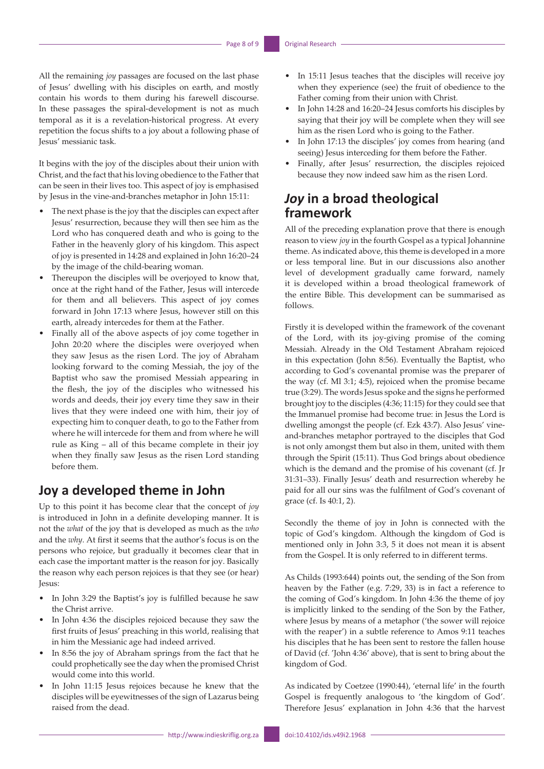All the remaining *joy* passages are focused on the last phase of Jesus' dwelling with his disciples on earth, and mostly contain his words to them during his farewell discourse. In these passages the spiral-development is not as much temporal as it is a revelation-historical progress. At every repetition the focus shifts to a joy about a following phase of Jesus' messianic task.

It begins with the joy of the disciples about their union with Christ, and the fact that his loving obedience to the Father that can be seen in their lives too. This aspect of joy is emphasised by Jesus in the vine-and-branches metaphor in John 15:11:

- The next phase is the joy that the disciples can expect after Jesus' resurrection, because they will then see him as the Lord who has conquered death and who is going to the Father in the heavenly glory of his kingdom. This aspect of joy is presented in 14:28 and explained in John 16:20–24 by the image of the child-bearing woman.
- Thereupon the disciples will be overjoyed to know that, once at the right hand of the Father, Jesus will intercede for them and all believers. This aspect of joy comes forward in John 17:13 where Jesus, however still on this earth, already intercedes for them at the Father.
- Finally all of the above aspects of joy come together in John 20:20 where the disciples were overjoyed when they saw Jesus as the risen Lord. The joy of Abraham looking forward to the coming Messiah, the joy of the Baptist who saw the promised Messiah appearing in the flesh, the joy of the disciples who witnessed his words and deeds, their joy every time they saw in their lives that they were indeed one with him, their joy of expecting him to conquer death, to go to the Father from where he will intercede for them and from where he will rule as King – all of this became complete in their joy when they finally saw Jesus as the risen Lord standing before them.

## Joy a developed theme in John

Up to this point it has become clear that the concept of *joy* is introduced in John in a definite developing manner. It is not the *what* of the joy that is developed as much as the *who* and the *why*. At first it seems that the author's focus is on the persons who rejoice, but gradually it becomes clear that in each case the important matter is the reason for joy. Basically the reason why each person rejoices is that they see (or hear) Jesus:

- In John 3:29 the Baptist's joy is fulfilled because he saw the Christ arrive.
- In John 4:36 the disciples rejoiced because they saw the first fruits of Jesus' preaching in this world, realising that in him the Messianic age had indeed arrived.
- In 8:56 the joy of Abraham springs from the fact that he could prophetically see the day when the promised Christ would come into this world.
- In John 11:15 Jesus rejoices because he knew that the disciples will be eyewitnesses of the sign of Lazarus being raised from the dead.
- In 15:11 Jesus teaches that the disciples will receive joy when they experience (see) the fruit of obedience to the Father coming from their union with Christ.
- In John 14:28 and 16:20–24 Jesus comforts his disciples by saying that their joy will be complete when they will see him as the risen Lord who is going to the Father.
- In John 17:13 the disciples' joy comes from hearing (and seeing) Jesus interceding for them before the Father.
- Finally, after Jesus' resurrection, the disciples rejoiced because they now indeed saw him as the risen Lord.

## *Joy* in a broad theological framework

All of the preceding explanation prove that there is enough reason to view *joy* in the fourth Gospel as a typical Johannine theme. As indicated above, this theme is developed in a more or less temporal line. But in our discussions also another level of development gradually came forward, namely it is developed within a broad theological framework of the entire Bible. This development can be summarised as follows.

Firstly it is developed within the framework of the covenant of the Lord, with its joy-giving promise of the coming Messiah. Already in the Old Testament Abraham rejoiced in this expectation (John 8:56). Eventually the Baptist, who according to God's covenantal promise was the preparer of the way (cf. Ml 3:1; 4:5), rejoiced when the promise became true (3:29). The words Jesus spoke and the signs he performed brought joy to the disciples (4:36; 11:15) for they could see that the Immanuel promise had become true: in Jesus the Lord is dwelling amongst the people (cf. Ezk 43:7). Also Jesus' vine-and-branches metaphor portrayed to the disciples that God is not only amongst them but also in them, united with them through the Spirit (15:11). Thus God brings about obedience which is the demand and the promise of his covenant (cf. Jr 31:31–33). Finally Jesus' death and resurrection whereby he paid for all our sins was the fulfilment of God's covenant of grace (cf. Is 40:1, 2).

Secondly the theme of joy in John is connected with the topic of God's kingdom. Although the kingdom of God is mentioned only in John 3:3, 5 it does not mean it is absent from the Gospel. It is only referred to in different terms.

As Childs (1993:644) points out, the sending of the Son from heaven by the Father (e.g. 7:29, 33) is in fact a reference to the coming of God's kingdom. In John 4:36 the theme of joy is implicitly linked to the sending of the Son by the Father, where Jesus by means of a metaphor ('the sower will rejoice with the reaper') in a subtle reference to Amos 9:11 teaches his disciples that he has been sent to restore the fallen house of David (cf. 'John 4:36' above), that is sent to bring about the kingdom of God.

As indicated by Coetzee (1990:44), 'eternal life' in the fourth Gospel is frequently analogous to 'the kingdom of God'. Therefore Jesus' explanation in John 4:36 that the harvest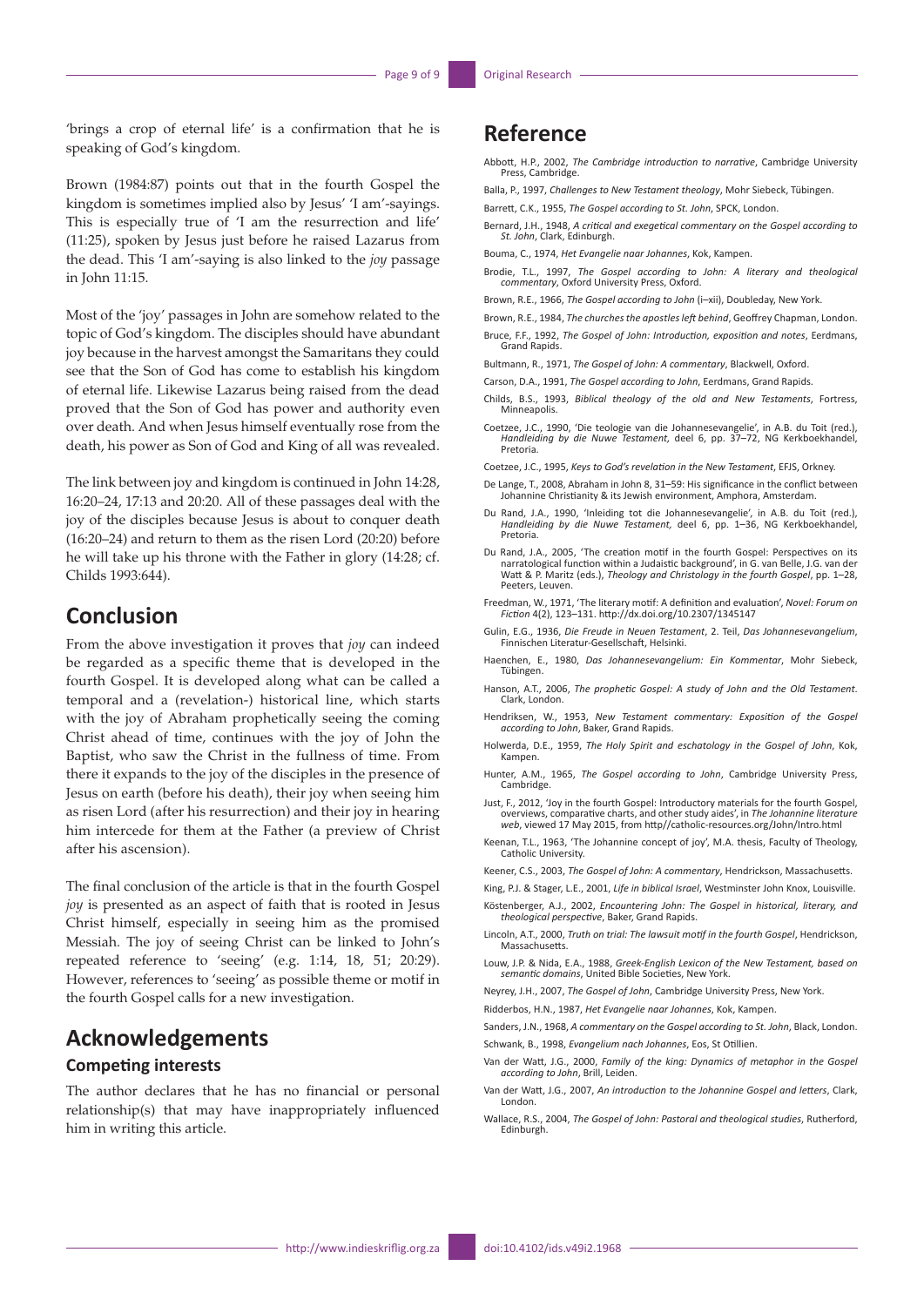'brings a crop of eternal life' is a confirmation that he is speaking of God's kingdom.

Brown (1984:87) points out that in the fourth Gospel the kingdom is sometimes implied also by Jesus' 'I am'-sayings. This is especially true of 'I am the resurrection and life' (11:25), spoken by Jesus just before he raised Lazarus from the dead. This 'I am'-saying is also linked to the *joy* passage in John 11:15.

Most of the 'joy' passages in John are somehow related to the topic of God's kingdom. The disciples should have abundant joy because in the harvest amongst the Samaritans they could see that the Son of God has come to establish his kingdom of eternal life. Likewise Lazarus being raised from the dead proved that the Son of God has power and authority even over death. And when Jesus himself eventually rose from the death, his power as Son of God and King of all was revealed.

The link between joy and kingdom is continued in John 14:28, 16:20–24, 17:13 and 20:20. All of these passages deal with the joy of the disciples because Jesus is about to conquer death (16:20–24) and return to them as the risen Lord (20:20) before he will take up his throne with the Father in glory (14:28; cf. Childs 1993:644).

## Conclusion

From the above investigation it proves that *joy* can indeed be regarded as a specific theme that is developed in the fourth Gospel. It is developed along what can be called a temporal and a (revelation-) historical line, which starts with the joy of Abraham prophetically seeing the coming Christ ahead of time, continues with the joy of John the Baptist, who saw the Christ in the fullness of time. From there it expands to the joy of the disciples in the presence of Jesus on earth (before his death), their joy when seeing him as risen Lord (after his resurrection) and their joy in hearing him intercede for them at the Father (a preview of Christ after his ascension).

The final conclusion of the article is that in the fourth Gospel *joy* is presented as an aspect of faith that is rooted in Jesus Christ himself, especially in seeing him as the promised Messiah. The joy of seeing Christ can be linked to John's repeated reference to 'seeing' (e.g. 1:14, 18, 51; 20:29). However, references to 'seeing' as possible theme or motif in the fourth Gospel calls for a new investigation.

## Acknowledgements

### Competing interests

The author declares that he has no financial or personal relationship(s) that may have inappropriately influenced him in writing this article.

## Reference

Abbott, H.P., 2002, *The Cambridge introduction to narrative*, Cambridge University Press, Cambridge.

Balla, P., 1997, *Challenges to New Testament theology*, Mohr Siebeck, Tübingen.

Barrett, C.K., 1955, *The Gospel according to St. John*, SPCK, London.

Bernard, J.H., 1948, *A critical and exegetical commentary on the Gospel according to St. John*, Clark, Edinburgh.

Bouma, C., 1974, *Het Evangelie naar Johannes*, Kok, Kampen.

Brodie, T.L., 1997, *The Gospel according to John: A literary and theological commentary*, Oxford University Press, Oxford.

Brown, R.E., 1966, *The Gospel according to John* (i–xii), Doubleday, New York.

Brown, R.E., 1984, *The churches the apostles left behind*, Geoffrey Chapman, London.

Bruce, F.F., 1992, *The Gospel of John: Introduction, exposition and notes*, Eerdmans, Grand Rapids.

Bultmann, R., 1971, *The Gospel of John: A commentary*, Blackwell, Oxford.

Carson, D.A., 1991, *The Gospel according to John*, Eerdmans, Grand Rapids.

Childs, B.S., 1993, *Biblical theology of the old and New Testaments*, Fortress, Minneapolis.

Coetzee, J.C., 1990, 'Die teologie van die Johannesevangelie', in A.B. du Toit (red.), *Handleiding by die Nuwe Testament*, deel 6, pp. 37–72, NG Kerkboekhandel, Pretoria.

Coetzee, J.C., 1995, *Keys to God's revelation in the New Testament*, EFJS, Orkney.

De Lange, T., 2008, Abraham in John 8, 31–59: His significance in the conflict between Johannine Christianity & its Jewish environment, Amphora, Amsterdam.

Du Rand, J.A., 1990, 'Inleiding tot die Johannesevangelie', in A.B. du Toit (red.), *Handleiding by die Nuwe Testament,* deel 6, pp. 1–36, NG Kerkboekhandel, Pretoria.

Du Rand, J.A., 2005, 'The creation motif in the fourth Gospel: Perspectives on its narratological function within a Judaistic background', in G. van Belle, J.G. van der Watt & P. Maritz (eds.), *Theology and Christology in the fourth Gospel*, pp. 1–28, Peeters, Leuven.

Freedman, W., 1971, 'The literary motif: A definition and evaluation', *Novel: Forum on Fiction* 4(2), 123–131. http://dx.doi.org/10.2307/1345147

Gulin, E.G., 1936, *Die Freude in Neuen Testament*, 2. Teil, *Das Johannesevangelium*, Finnischen Literatur-Gesellschaft, Helsinki.

Haenchen, E., 1980, *Das Johannesevangelium: Ein Kommentar*, Mohr Siebeck, Tübingen.

Hanson, A.T., 2006, *The prophetic Gospel: A study of John and the Old Testament*. Clark, London.

Hendriksen, W., 1953, *New Testament commentary: Exposition of the Gospel according to John*, Baker, Grand Rapids.

Holwerda, D.E., 1959, *The Holy Spirit and eschatology in the Gospel of John*, Kok, Kampen.

Hunter, A.M., 1965, *The Gospel according to John*, Cambridge University Press, Cambridge.

Just, F., 2012, 'Joy in the fourth Gospel: Introductory materials for the fourth Gospel, overviews, comparative charts, and other study aides', in *The Johannine literature web*, viewed 17 May 2015, from http//catholic-resources.org/John/Intro.html

Keenan, T.L., 1963, 'The Johannine concept of joy', M.A. thesis, Faculty of Theology, Catholic University.

Keener, C.S., 2003, *The Gospel of John: A commentary*, Hendrickson, Massachusetts.

King, P.J. & Stager, L.E., 2001, *Life in biblical Israel*, Westminster John Knox, Louisville.

Köstenberger, A.J., 2002, *Encountering John: The Gospel in historical, literary, and theological perspective*, Baker, Grand Rapids.

Lincoln, A.T., 2000, *Truth on trial: The lawsuit motif in the fourth Gospel*, Hendrickson, Massachusetts.

Louw, J.P. & Nida, E.A., 1988, *Greek-English Lexicon of the New Testament, based on semantic domains*, United Bible Societies, New York.

Neyrey, J.H., 2007, *The Gospel of John*, Cambridge University Press, New York.

Ridderbos, H.N., 1987, *Het Evangelie naar Johannes*, Kok, Kampen.

Sanders, J.N., 1968, *A commentary on the Gospel according to St. John*, Black, London.

Schwank, B., 1998, *Evangelium nach Johannes*, Eos, St Ottilien.

Van der Watt, J.G., 2000, *Family of the king: Dynamics of metaphor in the Gospel according to John*, Brill, Leiden.

Van der Watt, J.G., 2007, *An introduction to the Johannine Gospel and letters*, Clark, London.

Wallace, R.S., 2004, *The Gospel of John: Pastoral and theological studies*, Rutherford, Edinburgh.